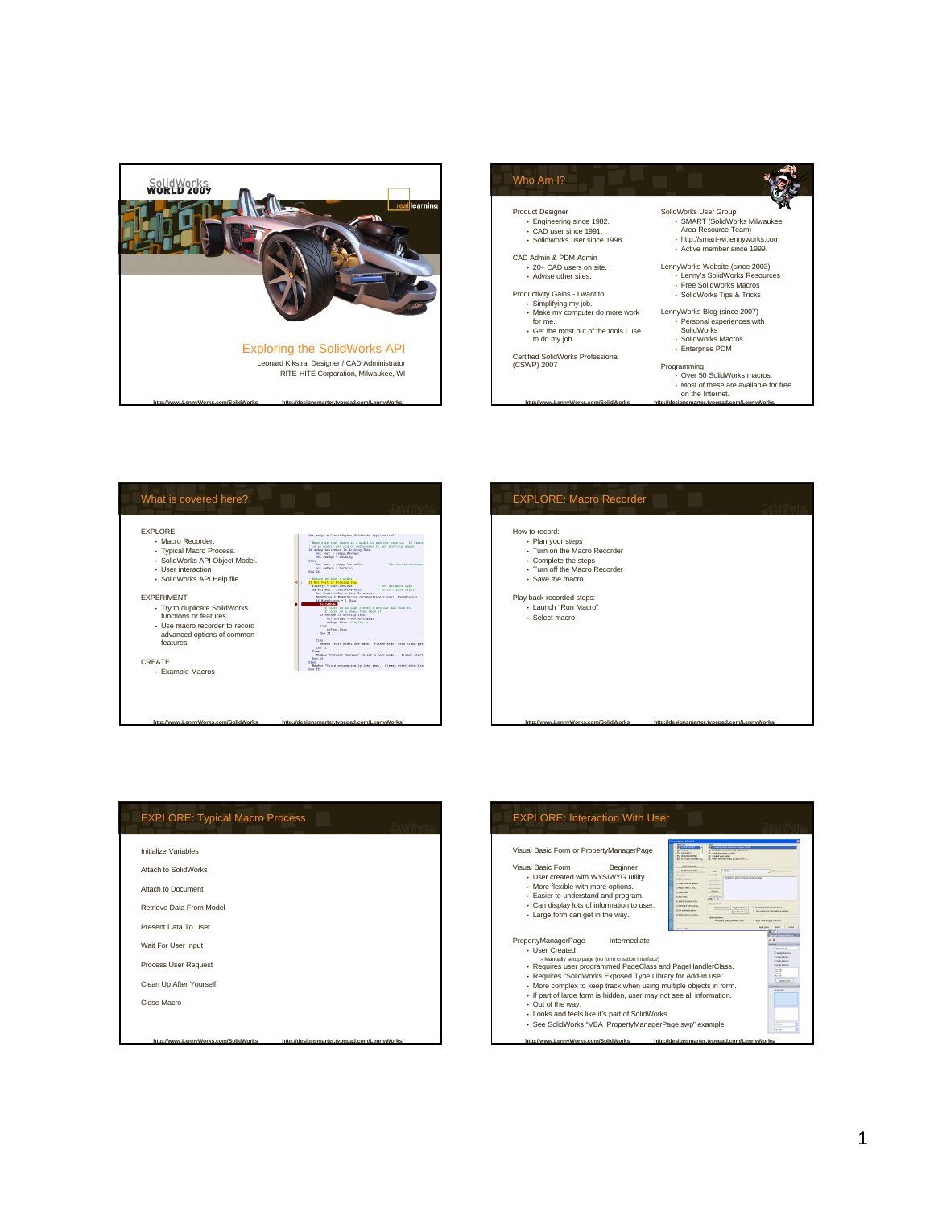# Exploring the SolidWorks API

Leonard Kikstra, Designer / CAD Administrator
RITE-HITE Corporation, Milwaukee, WI

## Who Am I?

Product Designer
- Engineering since 1982.
- CAD user since 1991.
- SolidWorks user since 1998.

CAD Admin & PDM Admin
- 20+ CAD users on site.
- Advise other sites.

Productivity Gains - I want to:
- Simplifying my job.
- Make my computer do more work for me.
- Get the most out of the tools I use to do my job.

Certified SolidWorks Professional (CSWP) 2007

SolidWorks User Group
- SMART (SolidWorks Milwaukee Area Research Team)
- http://smart-wi.lennyworks.com
- Active member since 1999.

LennyWorks Website (since 2003)
- Lenny's SolidWorks Resources
- Free SolidWorks Macros
- SolidWorks Tips & Tricks

LennyWorks Blog (since 2007)
- Personal experiences with SolidWorks
- SolidWorks Macros
- Enterprise PDM

Programming
- Over 50 SolidWorks macros.
- Most of these are available for free on the Internet.

## What is covered here?

EXPLORE
- Macro Recorder.
- Typical Macro Process.
- SolidWorks API Object Model.
- User interaction
- SolidWorks API Help file

EXPERIMENT
- Try to duplicate SolidWorks functions or features
- Use macro recorder to record advanced options of common features

CREATE
- Example Macros

## EXPLORE: Macro Recorder

How to record:
- Plan your steps
- Turn on the Macro Recorder
- Complete the steps
- Turn off the Macro Recorder
- Save the macro

Play back recorded steps:
- Launch "Run Macro"
- Select macro

## EXPLORE: Typical Macro Process

Initialize Variables

Attach to SolidWorks

Attach to Document

Retrieve Data From Model

Present Data To User

Wait For User Input

Process User Request

Clean Up After Yourself

Close Macro

## EXPLORE: Interaction With User

Visual Basic Form or PropertyManagerPage

Visual Basic Form — Beginner
- User created with WYSIWYG utility.
- More flexible with more options.
- Easier to understand and program.
- Can display lots of information to user.
- Large form can get in the way.

PropertyManagerPage — Intermediate
- User Created
  - Manually setup page (no form creation interface)
- Requires user programmed PageClass and PageHandlerClass.
- Requires "SolidWorks Exposed Type Library for Add-In use".
- More complex to keep track when using multiple objects in form.
- If part of large form is hidden, user may not see all information.
- Out of the way.
- Looks and feels like it's part of SolidWorks
- See SolidWorks "VBA_PropertyManagerPage.swp" example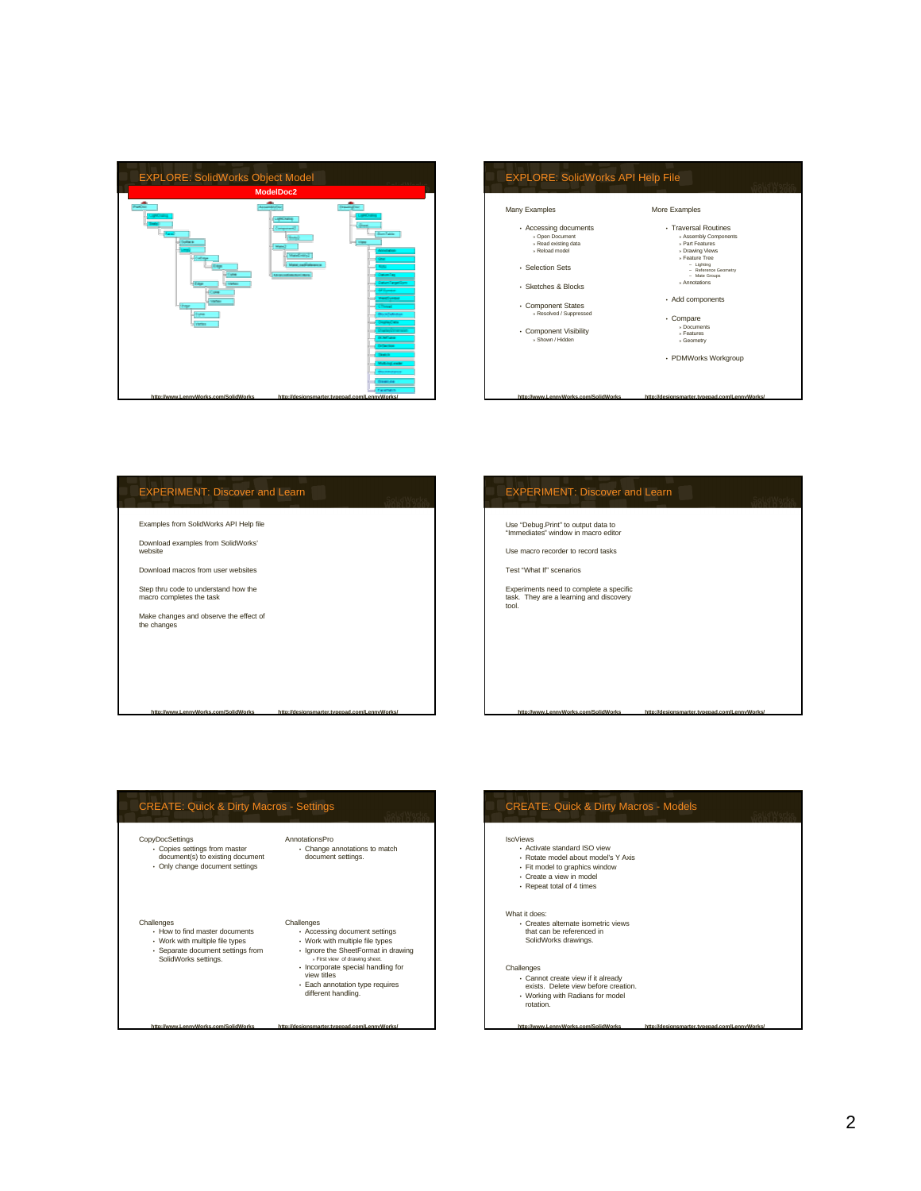## EXPLORE: SolidWorks Object Model

ModelDoc2

http://www.LennyWorks.com/SolidWorks http://designsmarter.typepad.com/LennyWorks/

## EXPLORE: SolidWorks API Help File

Many Examples

- Accessing documents
  - Open Document
  - Read existing data
  - Reload model
- Selection Sets
- Sketches & Blocks
- Component States
  - Resolved / Suppressed
- Component Visibility
  - Shown / Hidden

More Examples

- Traversal Routines
  - Assembly Components
  - Part Features
  - Drawing Views
  - Feature Tree
    - Lighting
    - Reference Geometry
    - Mate Groups
  - Annotations
- Add components
- Compare
  - Documents
  - Features
  - Geometry
- PDMWorks Workgroup

http://www.LennyWorks.com/SolidWorks http://designsmarter.typepad.com/LennyWorks/

## EXPERIMENT: Discover and Learn

Examples from SolidWorks API Help file

Download examples from SolidWorks' website

Download macros from user websites

Step thru code to understand how the macro completes the task

Make changes and observe the effect of the changes

http://www.LennyWorks.com/SolidWorks http://designsmarter.typepad.com/LennyWorks/

## EXPERIMENT: Discover and Learn

Use "Debug.Print" to output data to "Immediates" window in macro editor

Use macro recorder to record tasks

Test "What If" scenarios

Experiments need to complete a specific task. They are a learning and discovery tool.

http://www.LennyWorks.com/SolidWorks http://designsmarter.typepad.com/LennyWorks/

## CREATE: Quick & Dirty Macros - Settings

CopyDocSettings

- Copies settings from master document(s) to existing document
- Only change document settings

Challenges

- How to find master documents
- Work with multiple file types
- Separate document settings from SolidWorks settings.

AnnotationsPro

- Change annotations to match document settings.

Challenges

- Accessing document settings
- Work with multiple file types
- Ignore the SheetFormat in drawing
  - First view of drawing sheet.
- Incorporate special handling for view titles
- Each annotation type requires different handling.

http://www.LennyWorks.com/SolidWorks http://designsmarter.typepad.com/LennyWorks/

## CREATE: Quick & Dirty Macros - Models

IsoViews

- Activate standard ISO view
- Rotate model about model's Y Axis
- Fit model to graphics window
- Create a view in model
- Repeat total of 4 times

What it does:

- Creates alternate isometric views that can be referenced in SolidWorks drawings.

Challenges

- Cannot create view if it already exists. Delete view before creation.
- Working with Radians for model rotation.

http://www.LennyWorks.com/SolidWorks http://designsmarter.typepad.com/LennyWorks/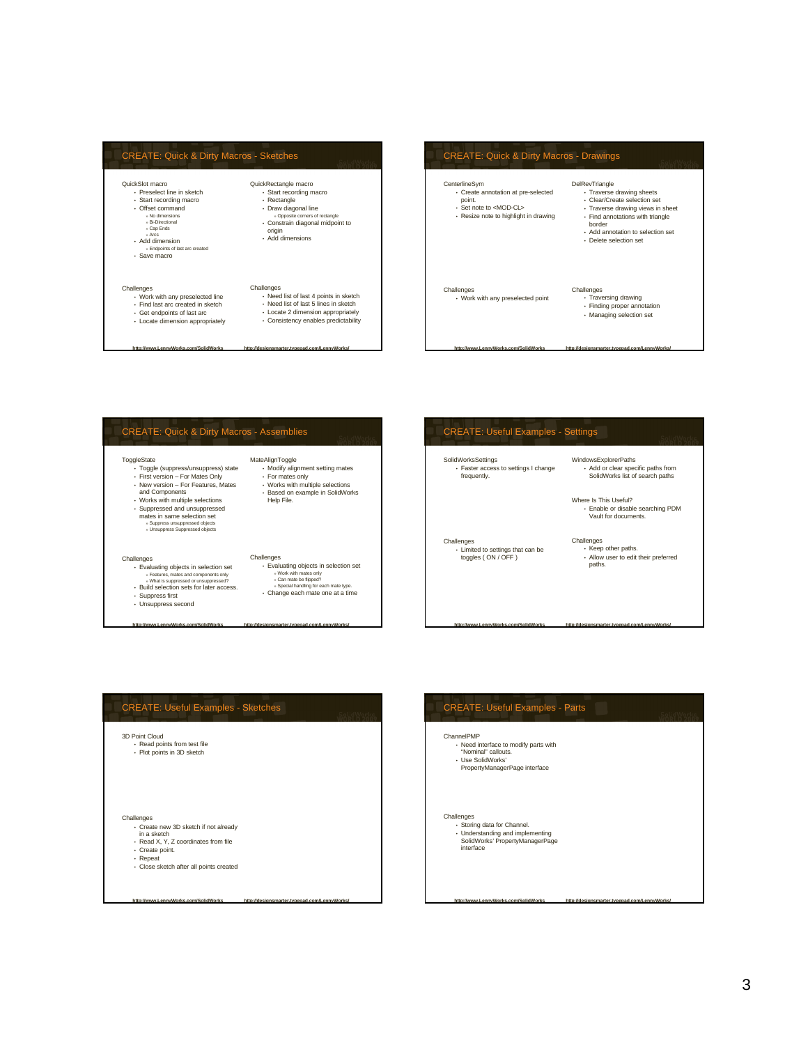## CREATE: Quick & Dirty Macros - Sketches

QuickSlot macro
- Preselect line in sketch
- Start recording macro
- Offset command
  - No dimensions
  - Bi-Directional
  - Cap Ends
  - Arcs
- Add dimension
  - Endpoints of last arc created
- Save macro

QuickRectangle macro
- Start recording macro
- Rectangle
- Draw diagonal line
  - Opposite corners of rectangle
- Constrain diagonal midpoint to origin
- Add dimensions

Challenges
- Work with any preselected line
- Find last arc created in sketch
- Get endpoints of last arc
- Locate dimension appropriately

Challenges
- Need list of last 4 points in sketch
- Need list of last 5 lines in sketch
- Locate 2 dimension appropriately
- Consistency enables predictability

http://www.LennyWorks.com/SolidWorks http://designsmarter.typepad.com/LennyWorks/

## CREATE: Quick & Dirty Macros - Drawings

CenterlineSym
- Create annotation at pre-selected point.
- Set note to <MOD-CL>
- Resize note to highlight in drawing

DelRevTriangle
- Traverse drawing sheets
- Clear/Create selection set
- Traverse drawing views in sheet
- Find annotations with triangle border
- Add annotation to selection set
- Delete selection set

Challenges
- Work with any preselected point

Challenges
- Traversing drawing
- Finding proper annotation
- Managing selection set

http://www.LennyWorks.com/SolidWorks http://designsmarter.typepad.com/LennyWorks/

## CREATE: Quick & Dirty Macros - Assemblies

ToggleState
- Toggle (suppress/unsuppress) state
- First version – For Mates Only
- New version – For Features, Mates and Components
- Works with multiple selections
- Suppressed and unsuppressed mates in same selection set
  - Suppress unsuppressed objects
  - Unsuppress Suppressed objects

MateAlignToggle
- Modify alignment setting mates
- For mates only
- Works with multiple selections
- Based on example in SolidWorks Help File.

Challenges
- Evaluating objects in selection set
  - Features, mates and components only
  - What is suppressed or unsuppressed?
- Build selection sets for later access.
- Suppress first
- Unsuppress second

Challenges
- Evaluating objects in selection set
  - Work with mates only
  - Can mate be flipped?
  - Special handling for each mate type.
- Change each mate one at a time

http://www.LennyWorks.com/SolidWorks http://designsmarter.typepad.com/LennyWorks/

## CREATE: Useful Examples - Settings

SolidWorksSettings
- Faster access to settings I change frequently.

WindowsExplorerPaths
- Add or clear specific paths from SolidWorks list of search paths

Where Is This Useful?
- Enable or disable searching PDM Vault for documents.

Challenges
- Limited to settings that can be toggles ( ON / OFF )

Challenges
- Keep other paths.
- Allow user to edit their preferred paths.

http://www.LennyWorks.com/SolidWorks http://designsmarter.typepad.com/LennyWorks/

## CREATE: Useful Examples - Sketches

3D Point Cloud
- Read points from test file
- Plot points in 3D sketch

Challenges
- Create new 3D sketch if not already in a sketch
- Read X, Y, Z coordinates from file
- Create point.
- Repeat
- Close sketch after all points created

http://www.LennyWorks.com/SolidWorks http://designsmarter.typepad.com/LennyWorks/

## CREATE: Useful Examples - Parts

ChannelPMP
- Need interface to modify parts with "Nominal" callouts.
- Use SolidWorks' PropertyManagerPage interface

Challenges
- Storing data for Channel.
- Understanding and implementing SolidWorks' PropertyManagerPage interface

http://www.LennyWorks.com/SolidWorks http://designsmarter.typepad.com/LennyWorks/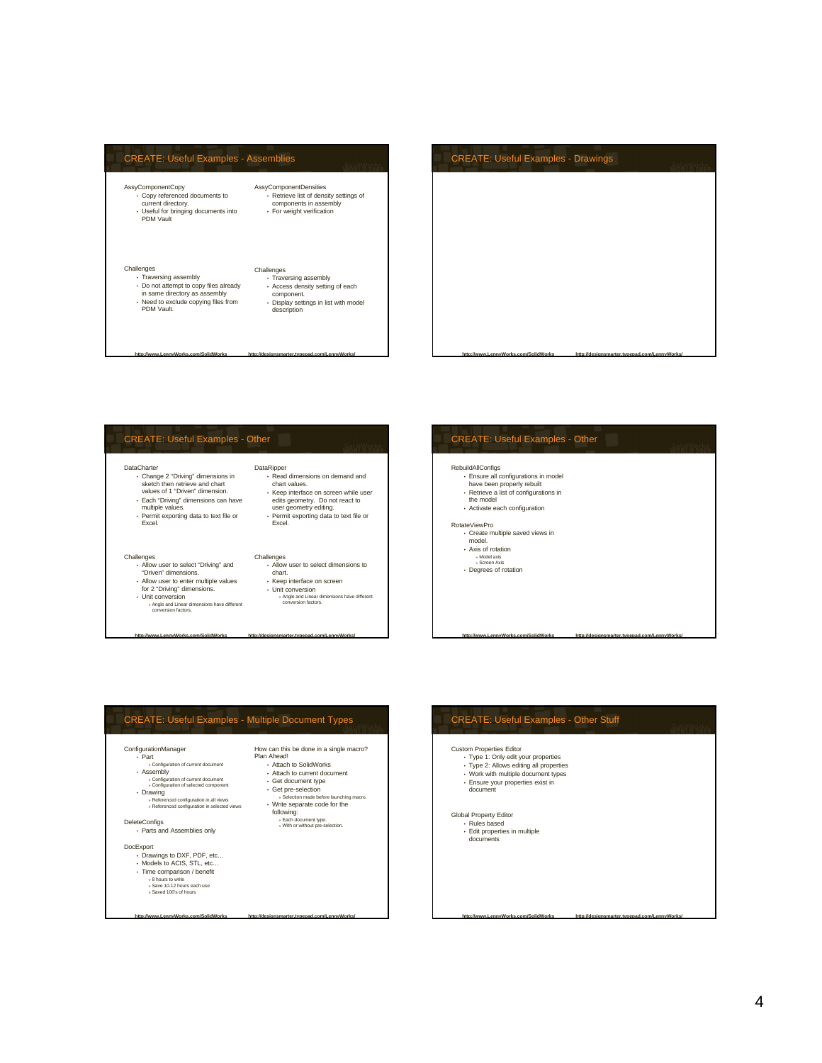## CREATE: Useful Examples - Assemblies

AssyComponentCopy
- Copy referenced documents to current directory.
- Useful for bringing documents into PDM Vault

Challenges
- Traversing assembly
- Do not attempt to copy files already in same directory as assembly
- Need to exclude copying files from PDM Vault.

AssyComponentDensities
- Retrieve list of density settings of components in assembly
- For weight verification

Challenges
- Traversing assembly
- Access density setting of each component.
- Display settings in list with model description

http://www.LennyWorks.com/SolidWorks http://designsmarter.typepad.com/LennyWorks/

## CREATE: Useful Examples - Drawings

http://www.LennyWorks.com/SolidWorks http://designsmarter.typepad.com/LennyWorks/

## CREATE: Useful Examples - Other

DataCharter
- Change 2 "Driving" dimensions in sketch then retrieve and chart values of 1 "Driven" dimension.
- Each "Driving" dimensions can have multiple values.
- Permit exporting data to text file or Excel.

Challenges
- Allow user to select "Driving" and "Driven" dimensions.
- Allow user to enter multiple values for 2 "Driving" dimensions.
- Unit conversion
  - Angle and Linear dimensions have different conversion factors.

DataRipper
- Read dimensions on demand and chart values.
- Keep interface on screen while user edits geometry. Do not react to user geometry editing.
- Permit exporting data to text file or Excel.

Challenges
- Allow user to select dimensions to chart.
- Keep interface on screen
- Unit conversion
  - Angle and Linear dimensions have different conversion factors.

http://www.LennyWorks.com/SolidWorks http://designsmarter.typepad.com/LennyWorks/

## CREATE: Useful Examples - Other

RebuildAllConfigs
- Ensure all configurations in model have been properly rebuilt
- Retrieve a list of configurations in the model
- Activate each configuration

RotateViewPro
- Create multiple saved views in model.
- Axis of rotation
  - Model axis
  - Screen Axis
- Degrees of rotation

http://www.LennyWorks.com/SolidWorks http://designsmarter.typepad.com/LennyWorks/

## CREATE: Useful Examples - Multiple Document Types

ConfigurationManager
- Part
  - Configuration of current document
- Assembly
  - Configuration of current document
  - Configuration of selected component
- Drawing
  - Referenced configuration in all views
  - Referenced configuration in selected views

DeleteConfigs
- Parts and Assemblies only

DocExport
- Drawings to DXF, PDF, etc…
- Models to ACIS, STL, etc…
- Time comparison / benefit
  - 8 hours to write
  - Save 10-12 hours each use
  - Saved 100's of hours

How can this be done in a single macro? Plan Ahead!
- Attach to SolidWorks
- Attach to current document
- Get document type
- Get pre-selection
  - Selection made before launching macro.
- Write separate code for the following:
  - Each document type.
  - With or without pre-selection.

http://www.LennyWorks.com/SolidWorks http://designsmarter.typepad.com/LennyWorks/

## CREATE: Useful Examples - Other Stuff

Custom Properties Editor
- Type 1: Only edit your properties
- Type 2: Allows editing all properties
- Work with multiple document types
- Ensure your properties exist in document

Global Property Editor
- Rules based
- Edit properties in multiple documents

http://www.LennyWorks.com/SolidWorks http://designsmarter.typepad.com/LennyWorks/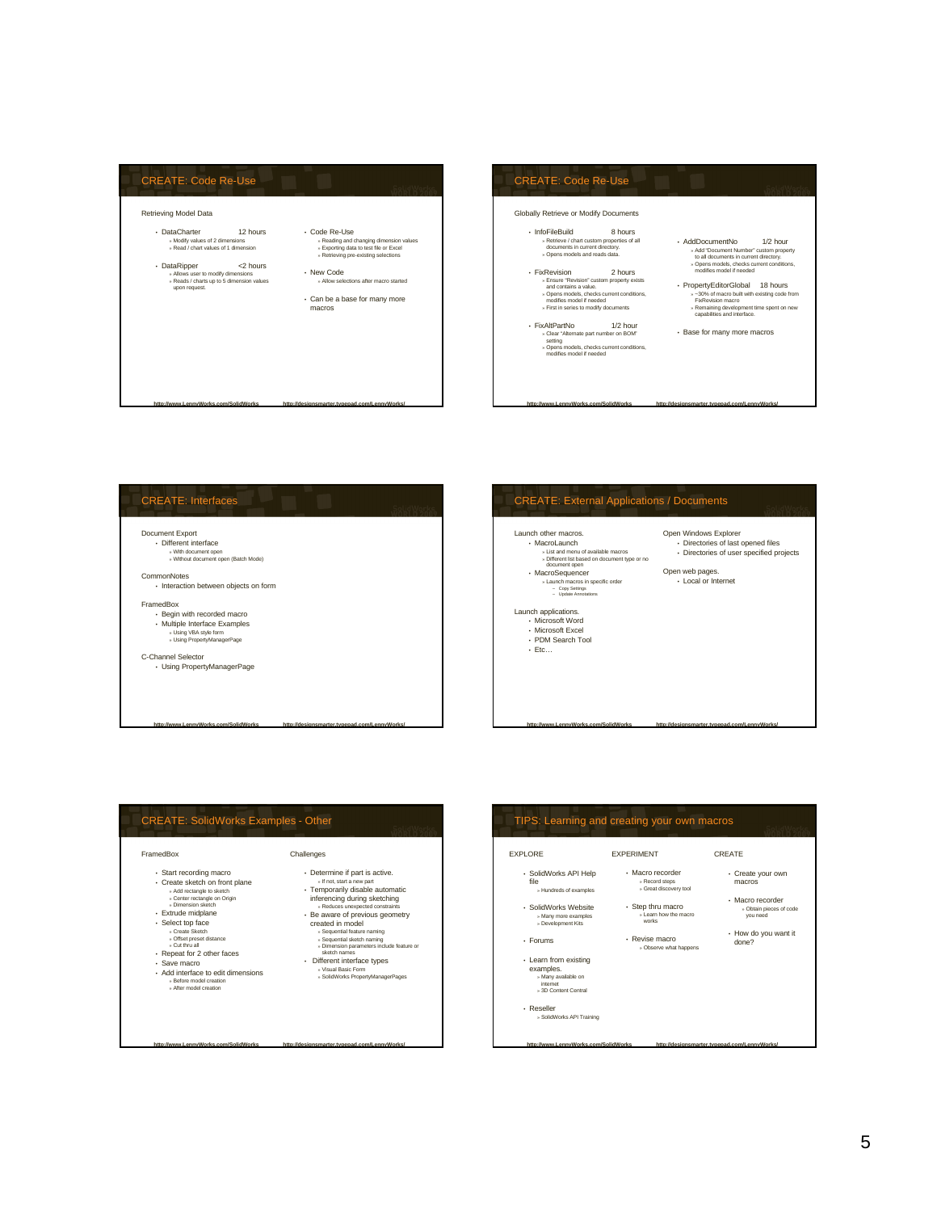## CREATE: Code Re-Use

Retrieving Model Data

- DataCharter 12 hours
  - Modify values of 2 dimensions
  - Read / chart values of 1 dimension
- DataRipper <2 hours
  - Allows user to modify dimensions
  - Reads / charts up to 5 dimension values upon request.

- Code Re-Use
  - Reading and changing dimension values
  - Exporting data to test file or Excel
  - Retrieving pre-existing selections
- New Code
  - Allow selections after macro started
- Can be a base for many more macros

http://www.LennyWorks.com/SolidWorks http://designsmarter.typepad.com/LennyWorks/

## CREATE: Code Re-Use

Globally Retrieve or Modify Documents

- InfoFileBuild 8 hours
  - Retrieve / chart custom properties of all documents in current directory.
  - Opens models and reads data.
- FixRevision 2 hours
  - Ensure "Revision" custom property exists and contains a value.
  - Opens models, checks current conditions, modifies model if needed
  - First in series to modify documents
- FixAltPartNo 1/2 hour
  - Clear "Alternate part number on BOM" setting
  - Opens models, checks current conditions, modifies model if needed

- AddDocumentNo 1/2 hour
  - Add "Document Number" custom property to all documents in current directory.
  - Opens models, checks current conditions, modifies model if needed
- PropertyEditorGlobal 18 hours
  - ~30% of macro built with existing code from FixRevision macro
  - Remaining development time spent on new capabilities and interface.
- Base for many more macros

http://www.LennyWorks.com/SolidWorks http://designsmarter.typepad.com/LennyWorks/

## CREATE: Interfaces

Document Export
- Different interface
  - With document open
  - Without document open (Batch Mode)

CommonNotes
- Interaction between objects on form

FramedBox
- Begin with recorded macro
- Multiple Interface Examples
  - Using VBA style form
  - Using PropertyManagerPage

C-Channel Selector
- Using PropertyManagerPage

http://www.LennyWorks.com/SolidWorks http://designsmarter.typepad.com/LennyWorks/

## CREATE: External Applications / Documents

Launch other macros.
- MacroLaunch
  - List and menu of available macros
  - Different list based on document type or no document open
- MacroSequencer
  - Launch macros in specific order
    - Copy Settings
    - Update Annotations

Launch applications.
- Microsoft Word
- Microsoft Excel
- PDM Search Tool
- Etc…

Open Windows Explorer
- Directories of last opened files
- Directories of user specified projects

Open web pages.
- Local or Internet

http://www.LennyWorks.com/SolidWorks http://designsmarter.typepad.com/LennyWorks/

## CREATE: SolidWorks Examples - Other

FramedBox
- Start recording macro
- Create sketch on front plane
  - Add rectangle to sketch
  - Center rectangle on Origin
  - Dimension sketch
- Extrude midplane
- Select top face
  - Create Sketch
  - Offset preset distance
  - Cut thru all
- Repeat for 2 other faces
- Save macro
- Add interface to edit dimensions
  - Before model creation
  - After model creation

Challenges
- Determine if part is active.
  - If not, start a new part
- Temporarily disable automatic inferencing during sketching
  - Reduces unexpected constraints
- Be aware of previous geometry created in model
  - Sequential feature naming
  - Sequential sketch naming
  - Dimension parameters include feature or sketch names
- Different interface types
  - Visual Basic Form
  - SolidWorks PropertyManagerPages

http://www.LennyWorks.com/SolidWorks http://designsmarter.typepad.com/LennyWorks/

## TIPS: Learning and creating your own macros

EXPLORE
- SolidWorks API Help file
  - Hundreds of examples
- SolidWorks Website
  - Many more examples
  - Development Kits
- Forums
- Learn from existing examples.
  - Many available on internet
  - 3D Content Central
- Reseller
  - SolidWorks API Training

EXPERIMENT
- Macro recorder
  - Record steps
  - Great discovery tool
- Step thru macro
  - Learn how the macro works
- Revise macro
  - Observe what happens

CREATE
- Create your own macros
- Macro recorder
  - Obtain pieces of code you need
- How do you want it done?

http://www.LennyWorks.com/SolidWorks http://designsmarter.typepad.com/LennyWorks/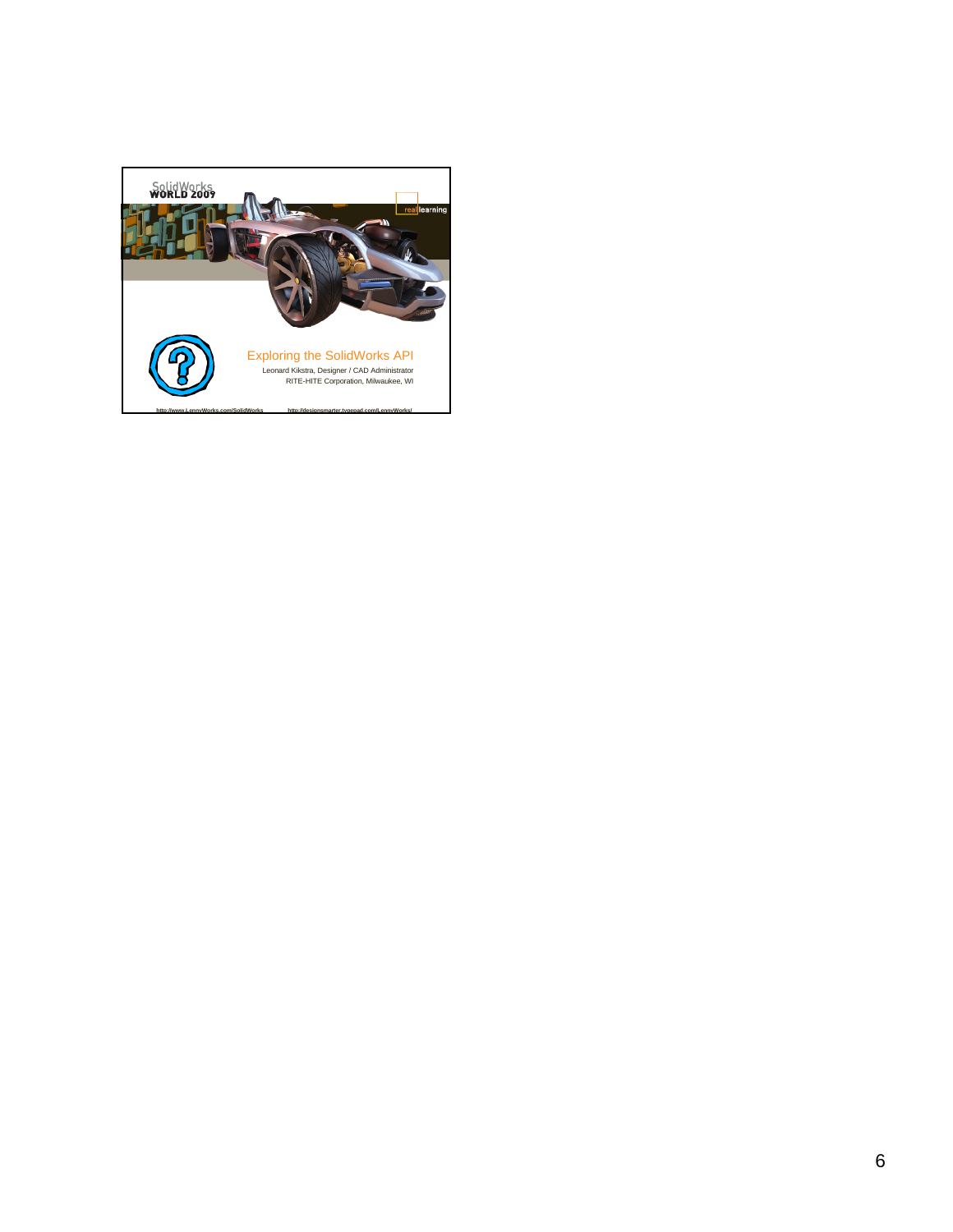SolidWorks
WORLD 2009

real learning

Exploring the SolidWorks API

Leonard Kikstra, Designer / CAD Administrator
RITE-HITE Corporation, Milwaukee, WI

http://www.LennyWorks.com/SolidWorks http://designsmarter.typepad.com/LennyWorks/